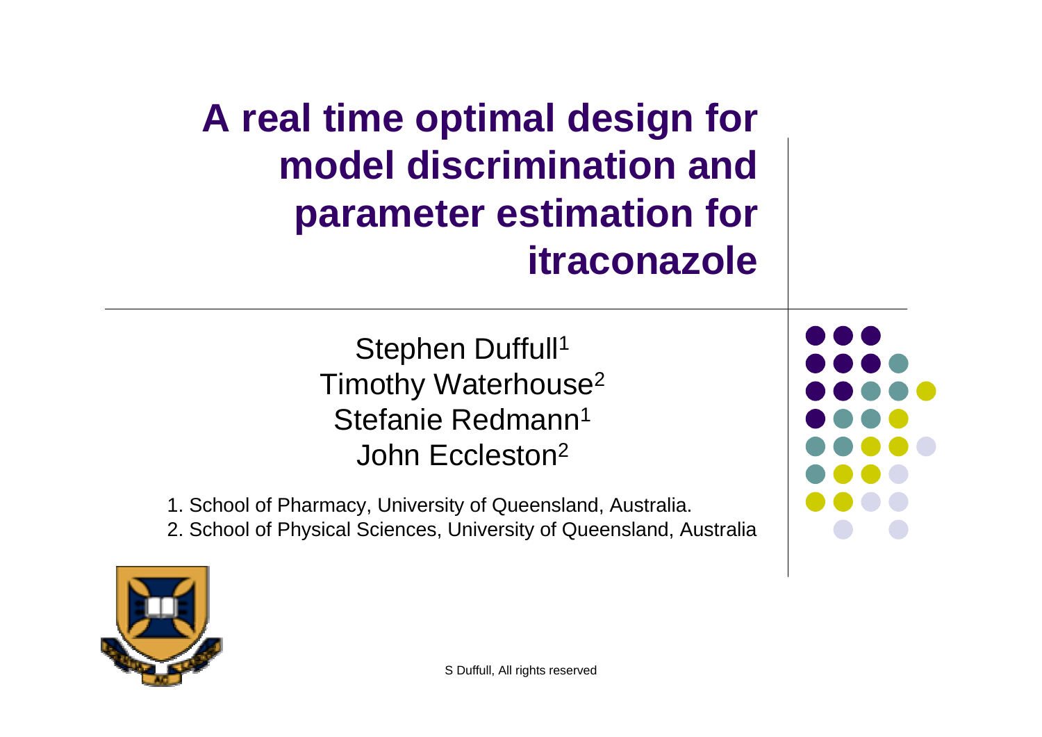# A real time optimal design for model discrimination and parameter estimation for itraconazole

Stephen Duffull[1]
Timothy Waterhouse[2]
Stefanie Redmann[1]
John Eccleston[2]

1. School of Pharmacy, University of Queensland, Australia.
2. School of Physical Sciences, University of Queensland, Australia

S Duffull, All rights reserved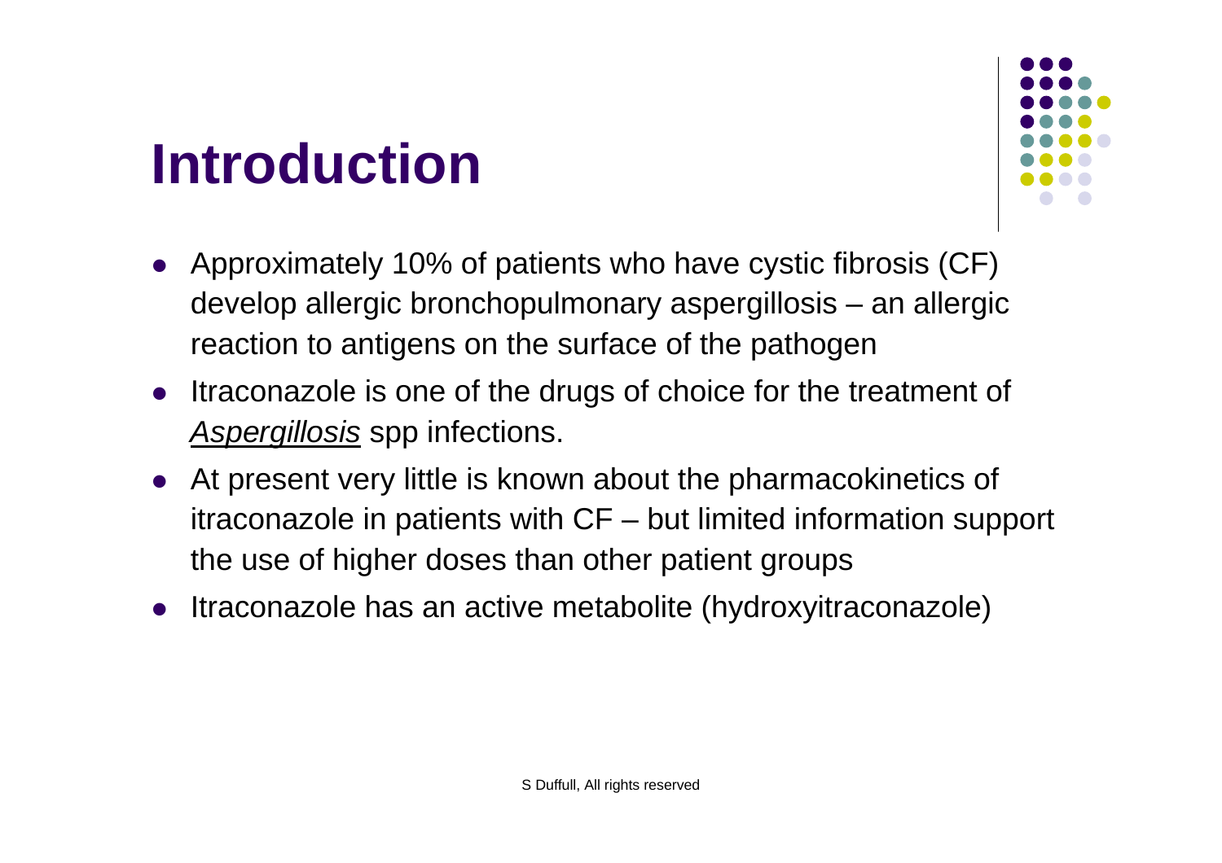# Introduction

- Approximately 10% of patients who have cystic fibrosis (CF) develop allergic bronchopulmonary aspergillosis – an allergic reaction to antigens on the surface of the pathogen
- Itraconazole is one of the drugs of choice for the treatment of *Aspergillosis* spp infections.
- At present very little is known about the pharmacokinetics of itraconazole in patients with CF – but limited information support the use of higher doses than other patient groups
- Itraconazole has an active metabolite (hydroxyitraconazole)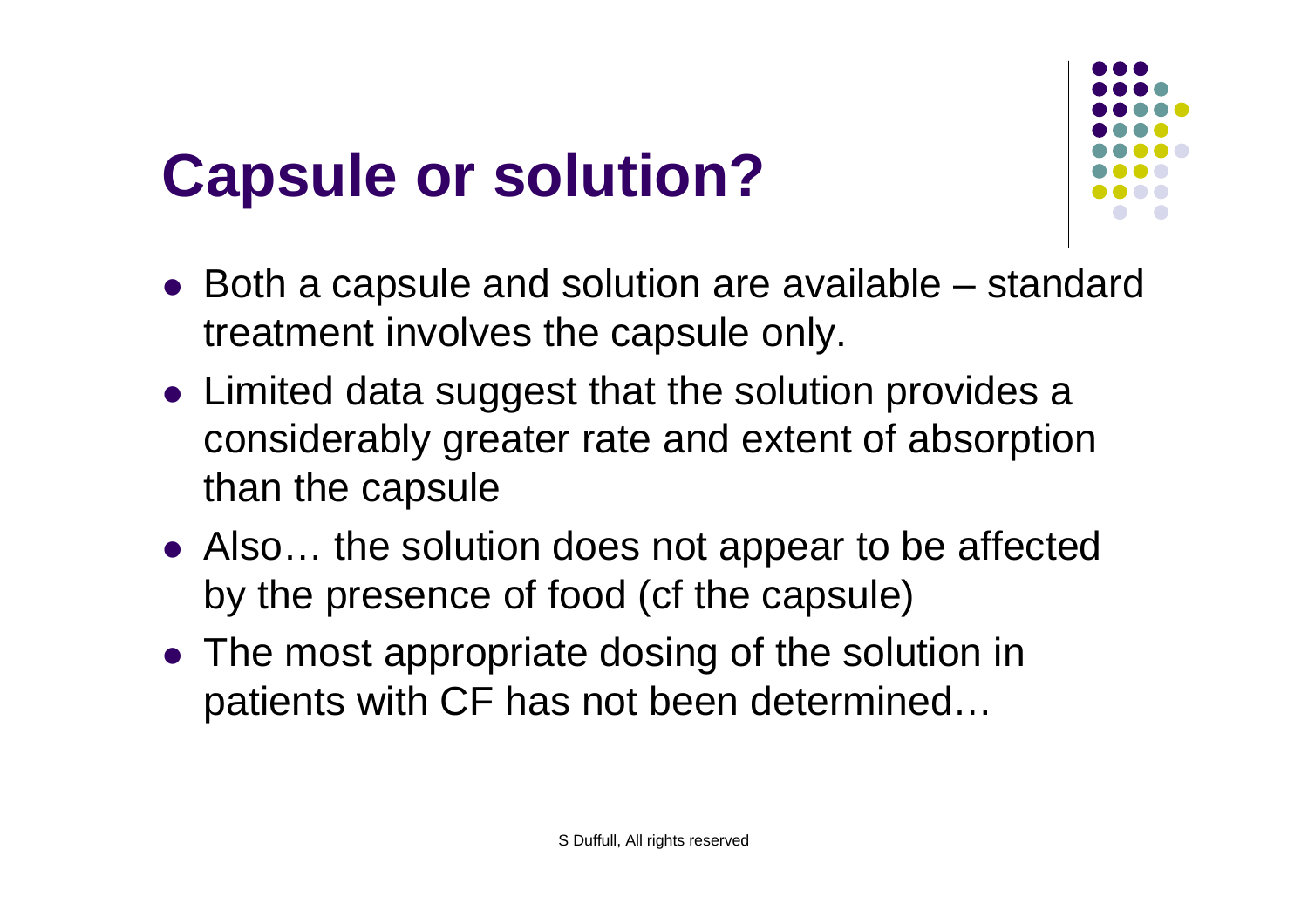# Capsule or solution?

- Both a capsule and solution are available – standard treatment involves the capsule only.
- Limited data suggest that the solution provides a considerably greater rate and extent of absorption than the capsule
- Also… the solution does not appear to be affected by the presence of food (cf the capsule)
- The most appropriate dosing of the solution in patients with CF has not been determined…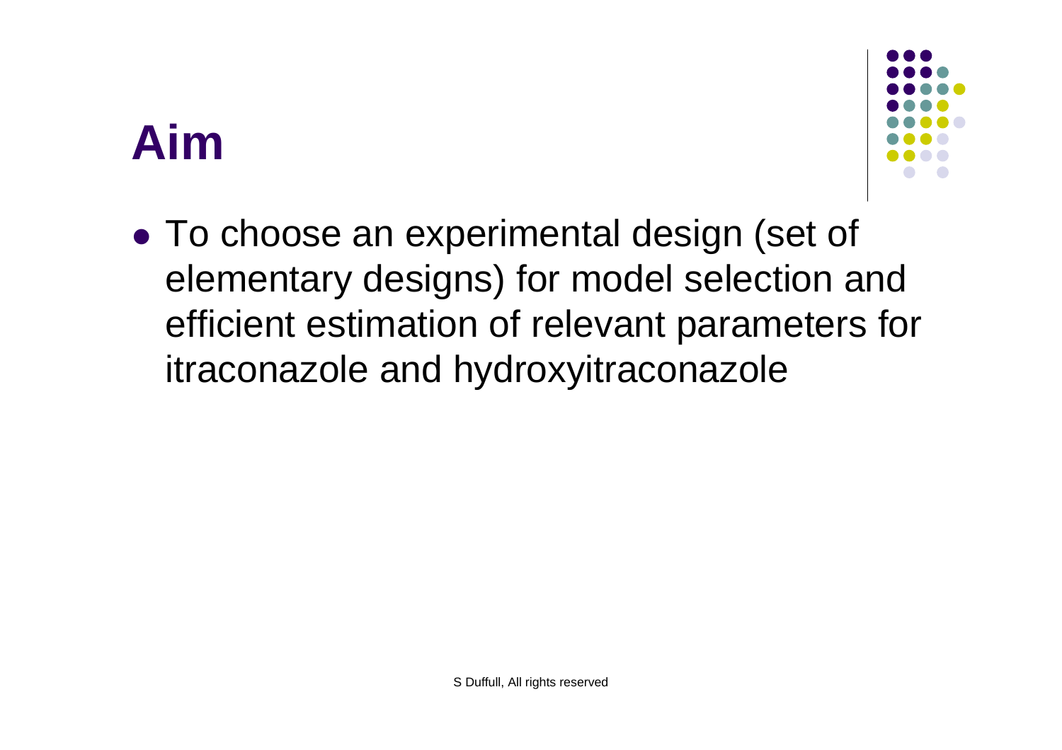# Aim

- To choose an experimental design (set of elementary designs) for model selection and efficient estimation of relevant parameters for itraconazole and hydroxyitraconazole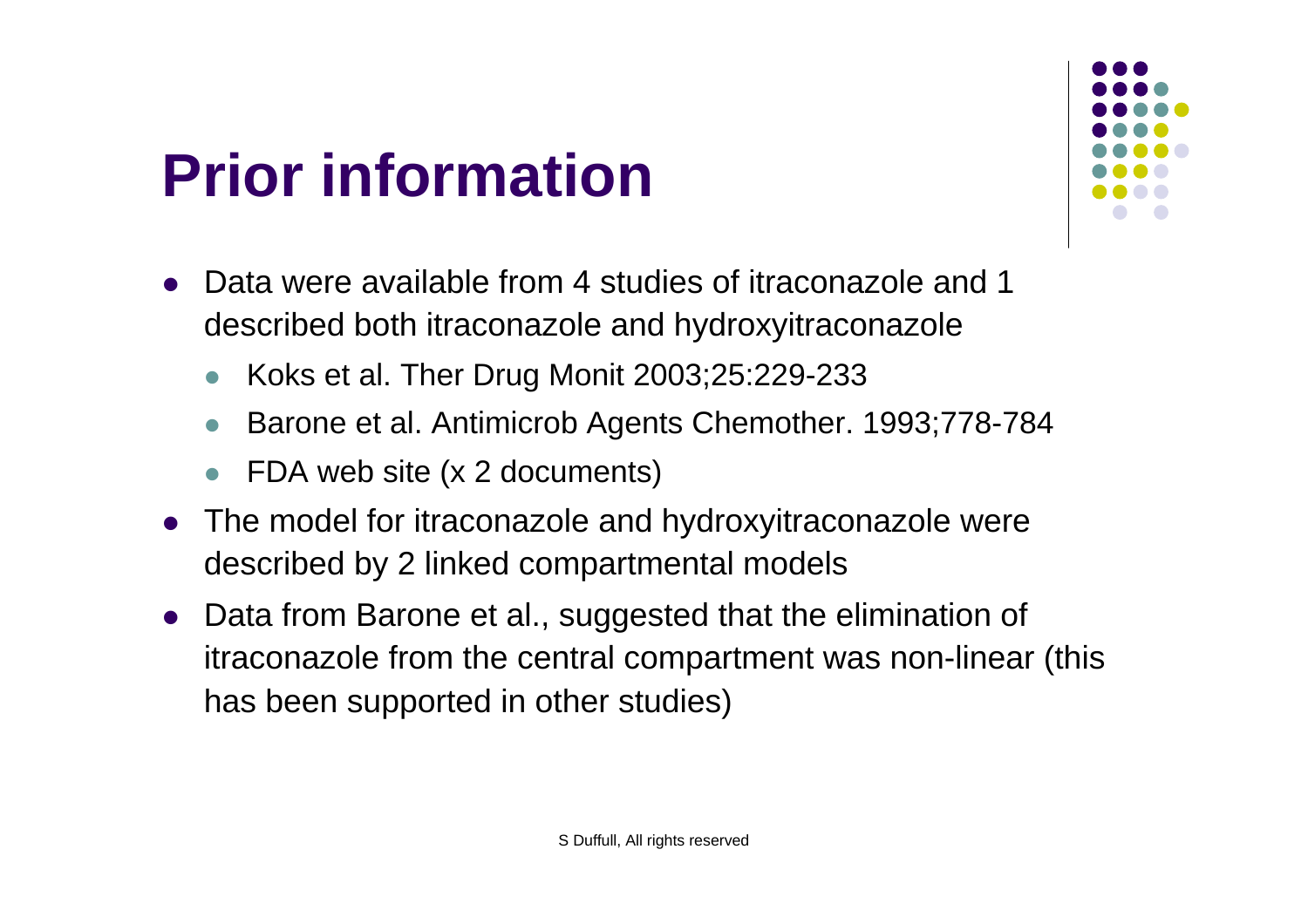# Prior information

- Data were available from 4 studies of itraconazole and 1 described both itraconazole and hydroxyitraconazole
  - Koks et al. Ther Drug Monit 2003;25:229-233
  - Barone et al. Antimicrob Agents Chemother. 1993;778-784
  - FDA web site (x 2 documents)
- The model for itraconazole and hydroxyitraconazole were described by 2 linked compartmental models
- Data from Barone et al., suggested that the elimination of itraconazole from the central compartment was non-linear (this has been supported in other studies)

S Duffull, All rights reserved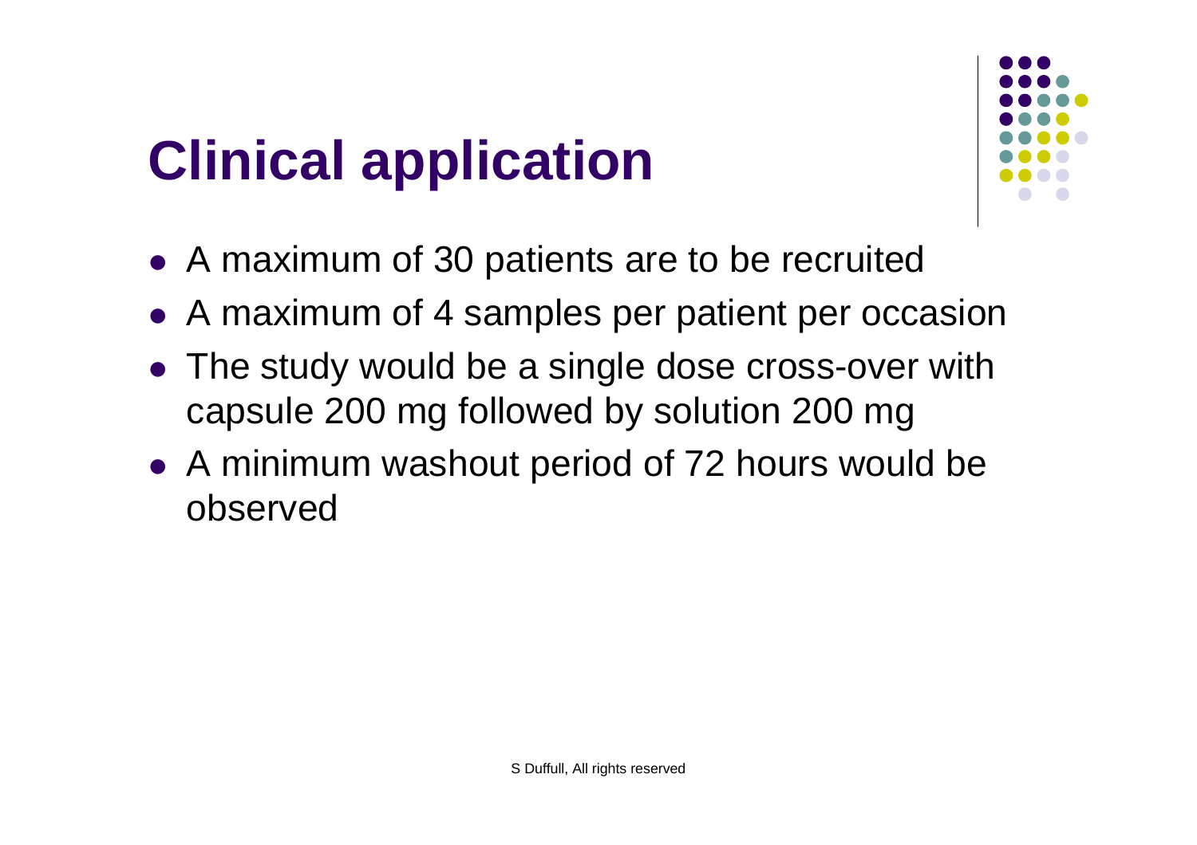# Clinical application

- A maximum of 30 patients are to be recruited
- A maximum of 4 samples per patient per occasion
- The study would be a single dose cross-over with capsule 200 mg followed by solution 200 mg
- A minimum washout period of 72 hours would be observed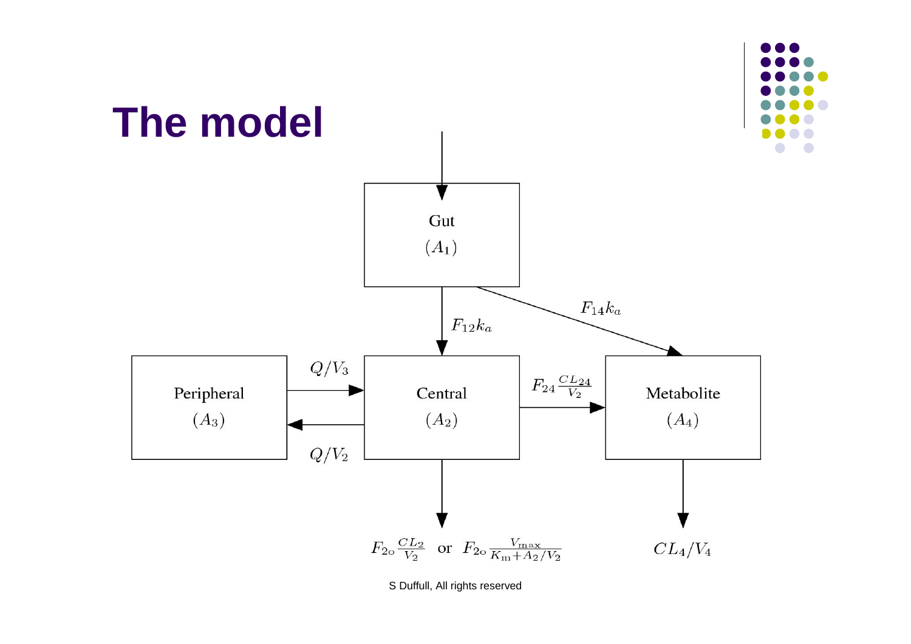# The model

Gut
$(A_1)$

$F_{12}k_a$

$F_{14}k_a$

Peripheral
$(A_3)$

$Q/V_3$

$Q/V_2$

Central
$(A_2)$

$F_{24}\frac{CL_{24}}{V_2}$

Metabolite
$(A_4)$

$F_{2o}\frac{CL_2}{V_2}$ or $F_{2o}\frac{V_{max}}{K_m+A_2/V_2}$

$CL_4/V_4$

S Duffull, All rights reserved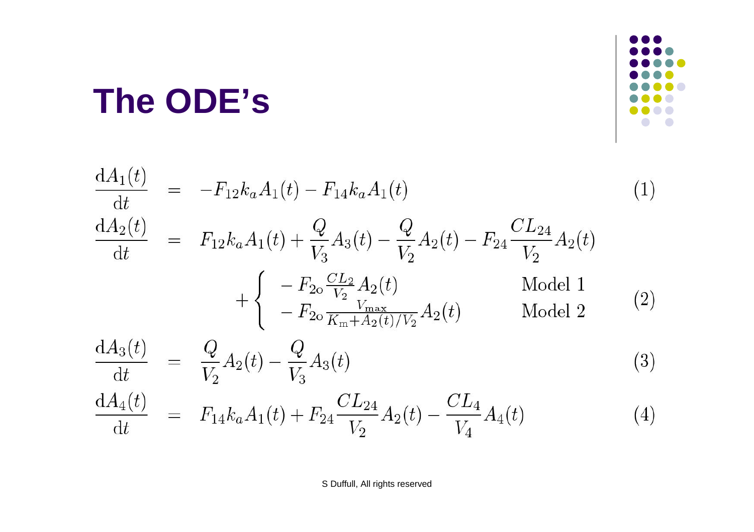# The ODE's

$$
\begin{aligned}
\frac{\mathrm{d}A_1(t)}{\mathrm{d}t} &= -F_{12}k_a A_1(t) - F_{14}k_a A_1(t) && (1) \\
\frac{\mathrm{d}A_2(t)}{\mathrm{d}t} &= F_{12}k_a A_1(t) + \frac{Q}{V_3}A_3(t) - \frac{Q}{V_2}A_2(t) - F_{24}\frac{CL_{24}}{V_2}A_2(t) \\
&\quad + \begin{cases} -F_{2\mathrm{o}}\frac{CL_2}{V_2}A_2(t) & \text{Model 1} \\ -F_{2\mathrm{o}}\frac{V_{\max}}{K_{\mathrm{m}}+A_2(t)/V_2}A_2(t) & \text{Model 2} \end{cases} && (2) \\
\frac{\mathrm{d}A_3(t)}{\mathrm{d}t} &= \frac{Q}{V_2}A_2(t) - \frac{Q}{V_3}A_3(t) && (3) \\
\frac{\mathrm{d}A_4(t)}{\mathrm{d}t} &= F_{14}k_a A_1(t) + F_{24}\frac{CL_{24}}{V_2}A_2(t) - \frac{CL_4}{V_4}A_4(t) && (4)
\end{aligned}
$$

S Duffull, All rights reserved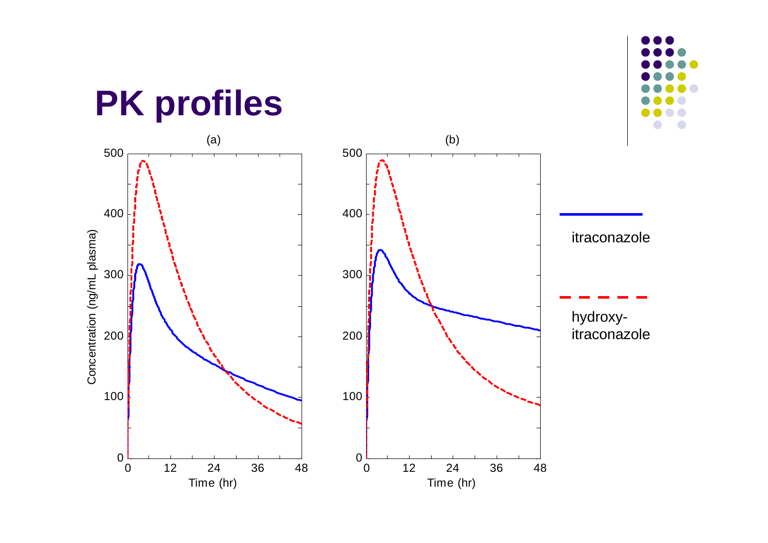# PK profiles

(a)

(b)

Concentration (ng/mL plasma)

Time (hr)

itraconazole

hydroxy-itraconazole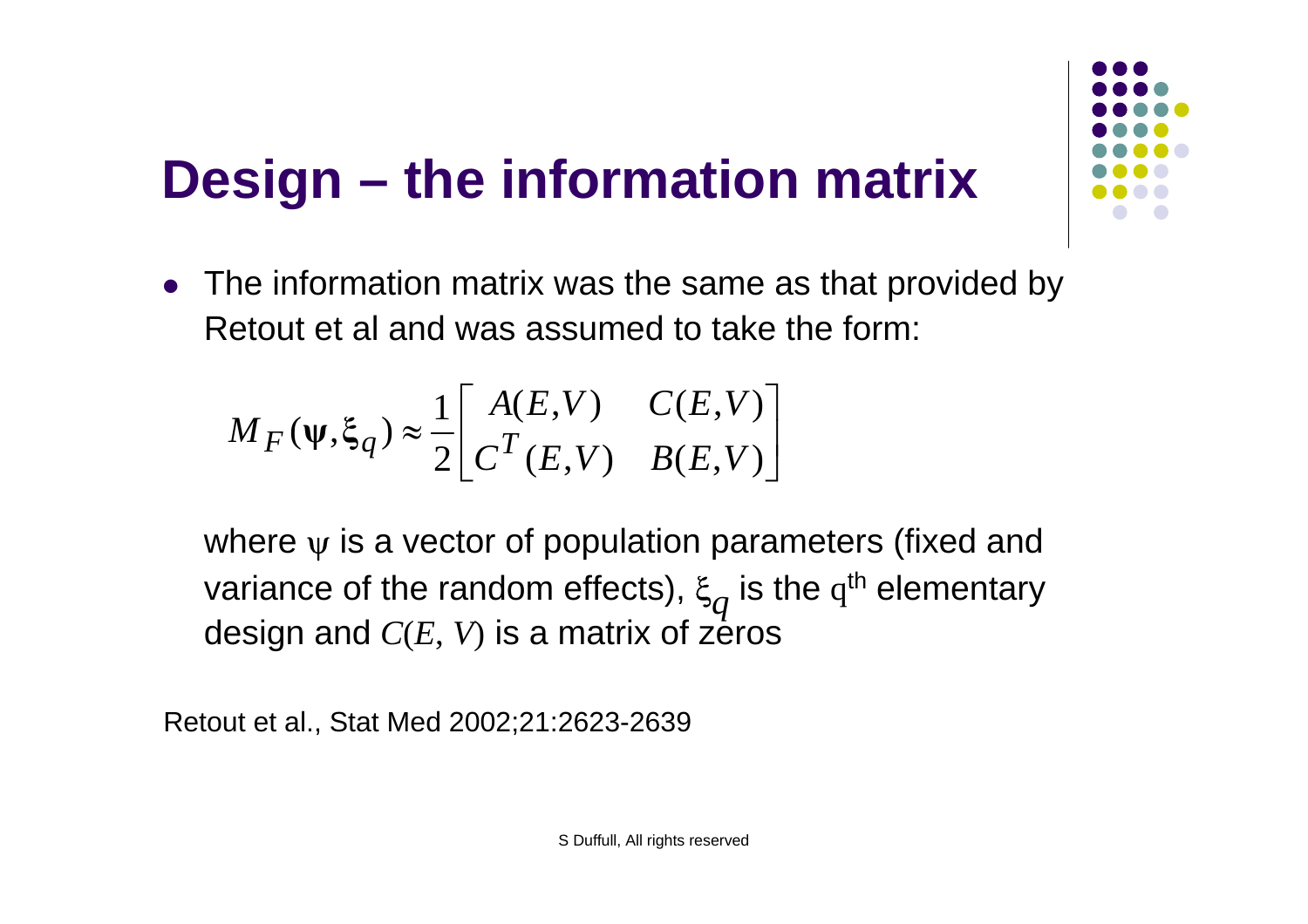# Design – the information matrix

- The information matrix was the same as that provided by Retout et al and was assumed to take the form:

$$M_F(\boldsymbol{\psi}, \xi_q) \approx \frac{1}{2}\begin{bmatrix} A(E,V) & C(E,V) \\ C^T(E,V) & B(E,V) \end{bmatrix}$$

where $\psi$ is a vector of population parameters (fixed and variance of the random effects), $\xi_q$ is the $q^{\text{th}}$ elementary design and $C(E, V)$ is a matrix of zeros

Retout et al., Stat Med 2002;21:2623-2639

S Duffull, All rights reserved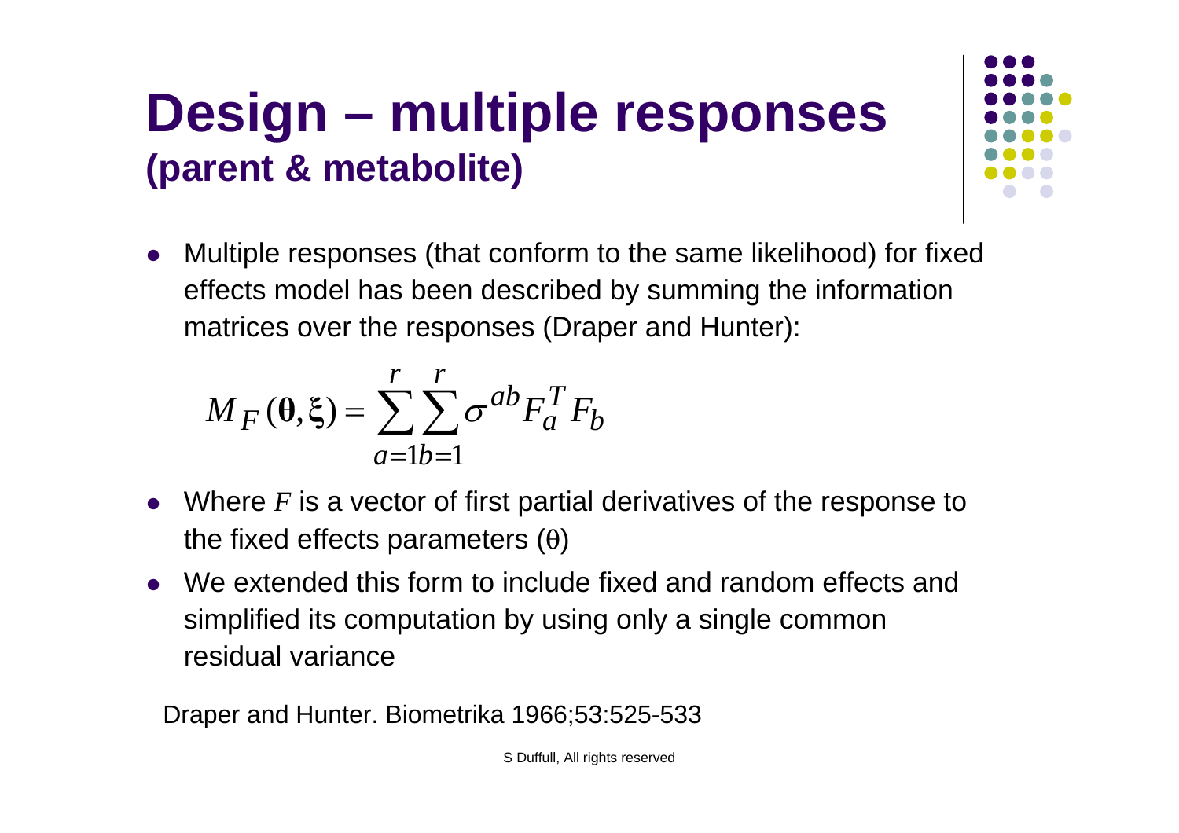# Design – multiple responses
## (parent & metabolite)

- Multiple responses (that conform to the same likelihood) for fixed effects model has been described by summing the information matrices over the responses (Draper and Hunter):

$$M_F(\boldsymbol{\theta}, \boldsymbol{\xi}) = \sum_{a=1}^{r} \sum_{b=1}^{r} \sigma^{ab} F_a^T F_b$$

- Where $F$ is a vector of first partial derivatives of the response to the fixed effects parameters ($\theta$)
- We extended this form to include fixed and random effects and simplified its computation by using only a single common residual variance

Draper and Hunter. Biometrika 1966;53:525-533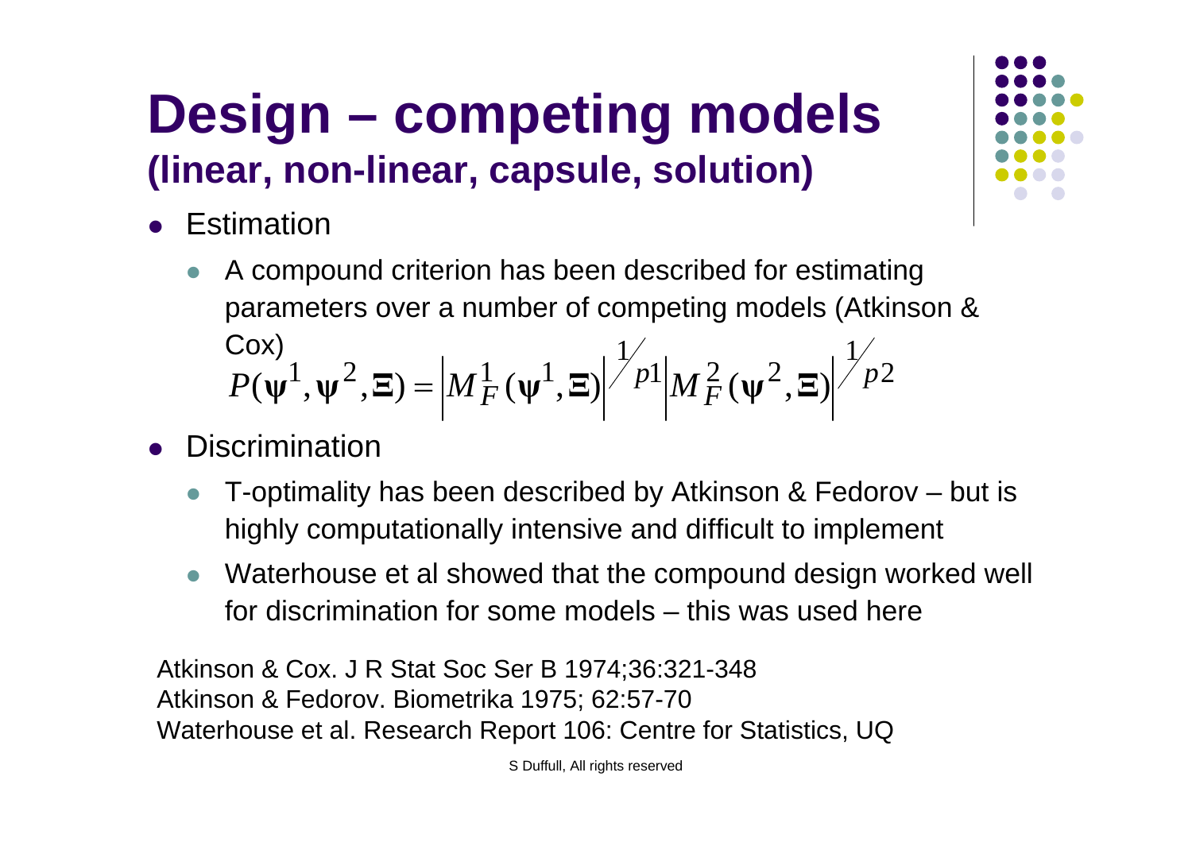# Design – competing models
## (linear, non-linear, capsule, solution)

- Estimation
  - A compound criterion has been described for estimating parameters over a number of competing models (Atkinson & Cox)

$$P(\boldsymbol{\psi}^1, \boldsymbol{\psi}^2, \boldsymbol{\Xi}) = \left| M_F^1(\boldsymbol{\psi}^1, \boldsymbol{\Xi}) \right|^{1/p1} \left| M_F^2(\boldsymbol{\psi}^2, \boldsymbol{\Xi}) \right|^{1/p2}$$

- Discrimination
  - T-optimality has been described by Atkinson & Fedorov – but is highly computationally intensive and difficult to implement
  - Waterhouse et al showed that the compound design worked well for discrimination for some models – this was used here

Atkinson & Cox. J R Stat Soc Ser B 1974;36:321-348
Atkinson & Fedorov. Biometrika 1975; 62:57-70
Waterhouse et al. Research Report 106: Centre for Statistics, UQ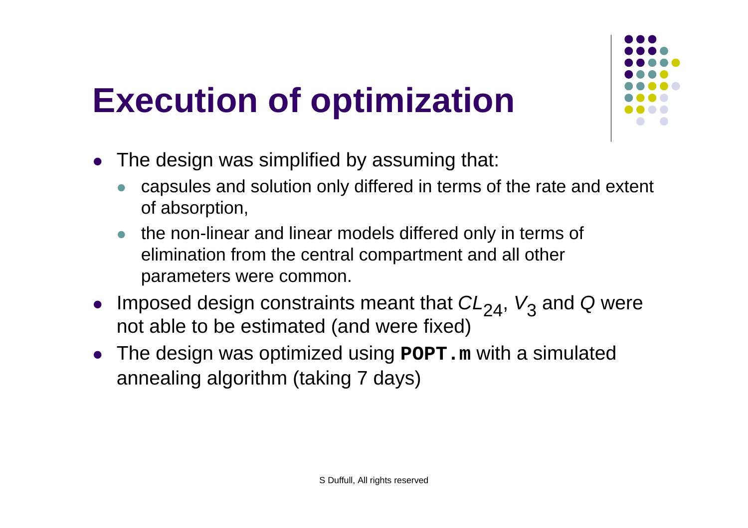# Execution of optimization

- The design was simplified by assuming that:
  - capsules and solution only differed in terms of the rate and extent of absorption,
  - the non-linear and linear models differed only in terms of elimination from the central compartment and all other parameters were common.
- Imposed design constraints meant that $CL_{24}$, $V_3$ and $Q$ were not able to be estimated (and were fixed)
- The design was optimized using **`POPT.m`** with a simulated annealing algorithm (taking 7 days)

S Duffull, All rights reserved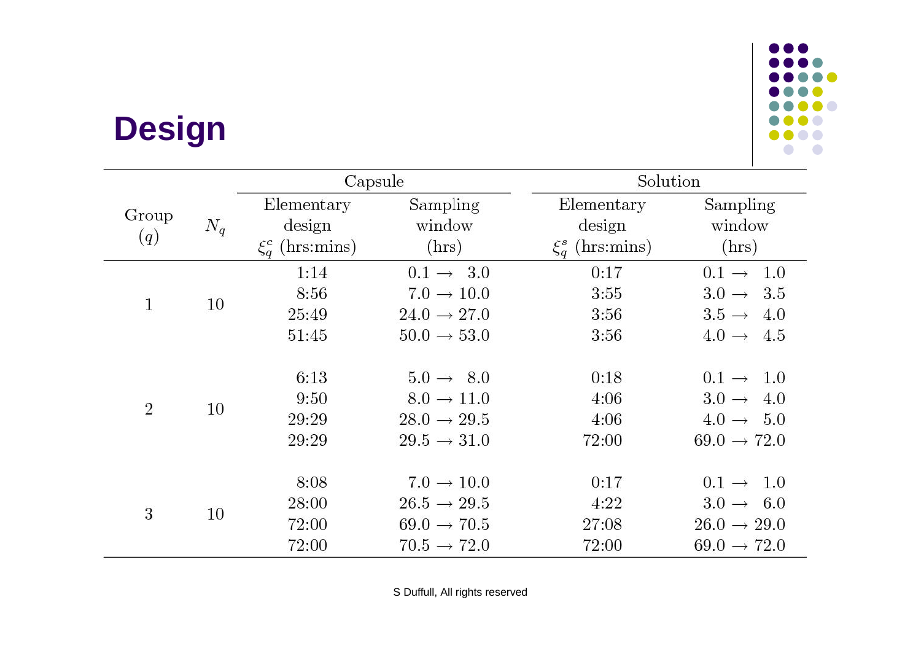# Design

| Group ($q$) | $N_q$ | Capsule | | Solution | |
|---|---|---|---|---|---|
| | | Elementary design $\xi_q^c$ (hrs:mins) | Sampling window (hrs) | Elementary design $\xi_q^s$ (hrs:mins) | Sampling window (hrs) |
| 1 | 10 | 1:14 | 0.1 → 3.0 | 0:17 | 0.1 → 1.0 |
| | | 8:56 | 7.0 → 10.0 | 3:55 | 3.0 → 3.5 |
| | | 25:49 | 24.0 → 27.0 | 3:56 | 3.5 → 4.0 |
| | | 51:45 | 50.0 → 53.0 | 3:56 | 4.0 → 4.5 |
| 2 | 10 | 6:13 | 5.0 → 8.0 | 0:18 | 0.1 → 1.0 |
| | | 9:50 | 8.0 → 11.0 | 4:06 | 3.0 → 4.0 |
| | | 29:29 | 28.0 → 29.5 | 4:06 | 4.0 → 5.0 |
| | | 29:29 | 29.5 → 31.0 | 72:00 | 69.0 → 72.0 |
| 3 | 10 | 8:08 | 7.0 → 10.0 | 0:17 | 0.1 → 1.0 |
| | | 28:00 | 26.5 → 29.5 | 4:22 | 3.0 → 6.0 |
| | | 72:00 | 69.0 → 70.5 | 27:08 | 26.0 → 29.0 |
| | | 72:00 | 70.5 → 72.0 | 72:00 | 69.0 → 72.0 |

S Duffull, All rights reserved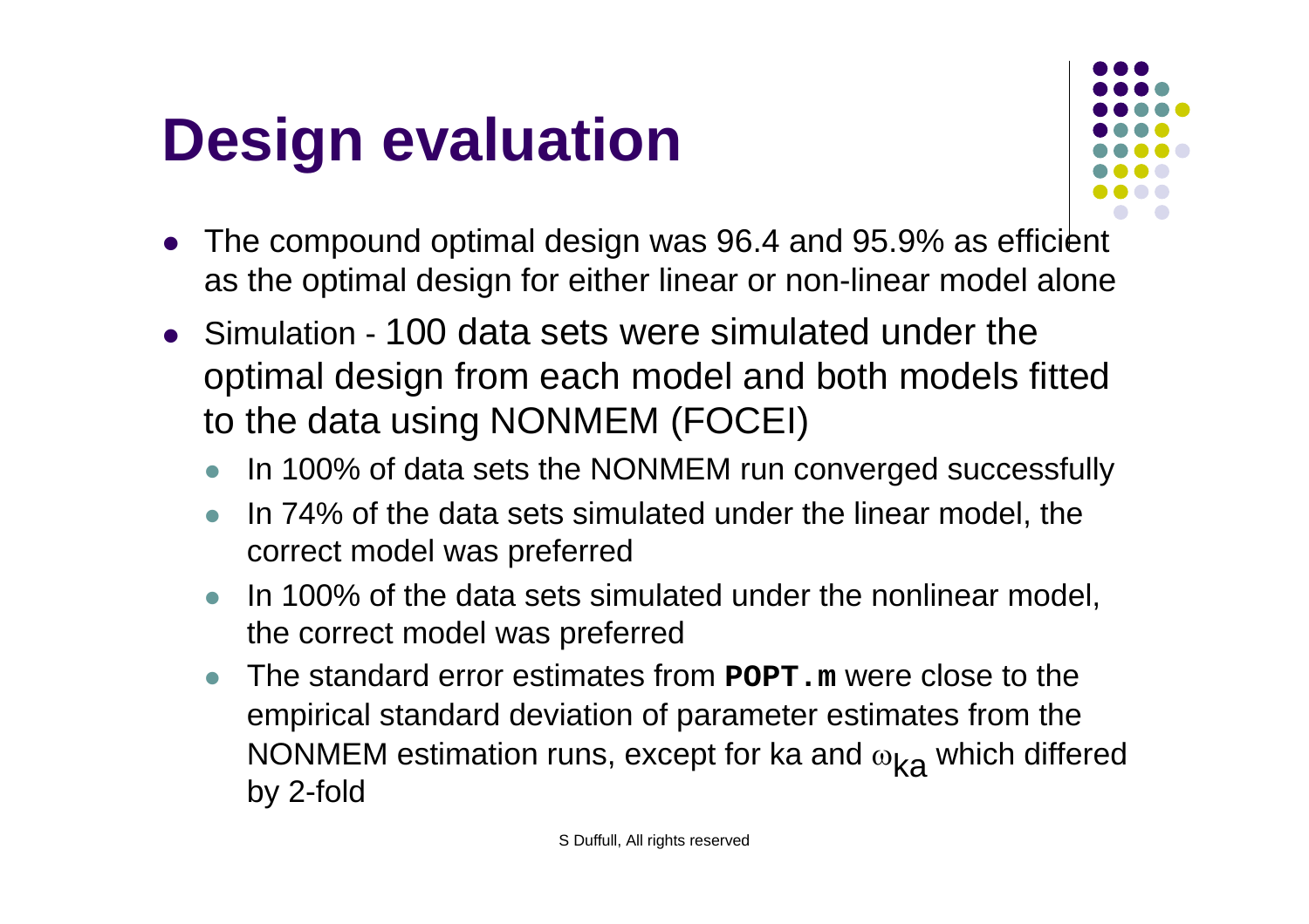# Design evaluation

- The compound optimal design was 96.4 and 95.9% as efficient as the optimal design for either linear or non-linear model alone
- Simulation - 100 data sets were simulated under the optimal design from each model and both models fitted to the data using NONMEM (FOCEI)
  - In 100% of data sets the NONMEM run converged successfully
  - In 74% of the data sets simulated under the linear model, the correct model was preferred
  - In 100% of the data sets simulated under the nonlinear model, the correct model was preferred
  - The standard error estimates from **`POPT.m`** were close to the empirical standard deviation of parameter estimates from the NONMEM estimation runs, except for ka and $\omega_{ka}$ which differed by 2-fold

S Duffull, All rights reserved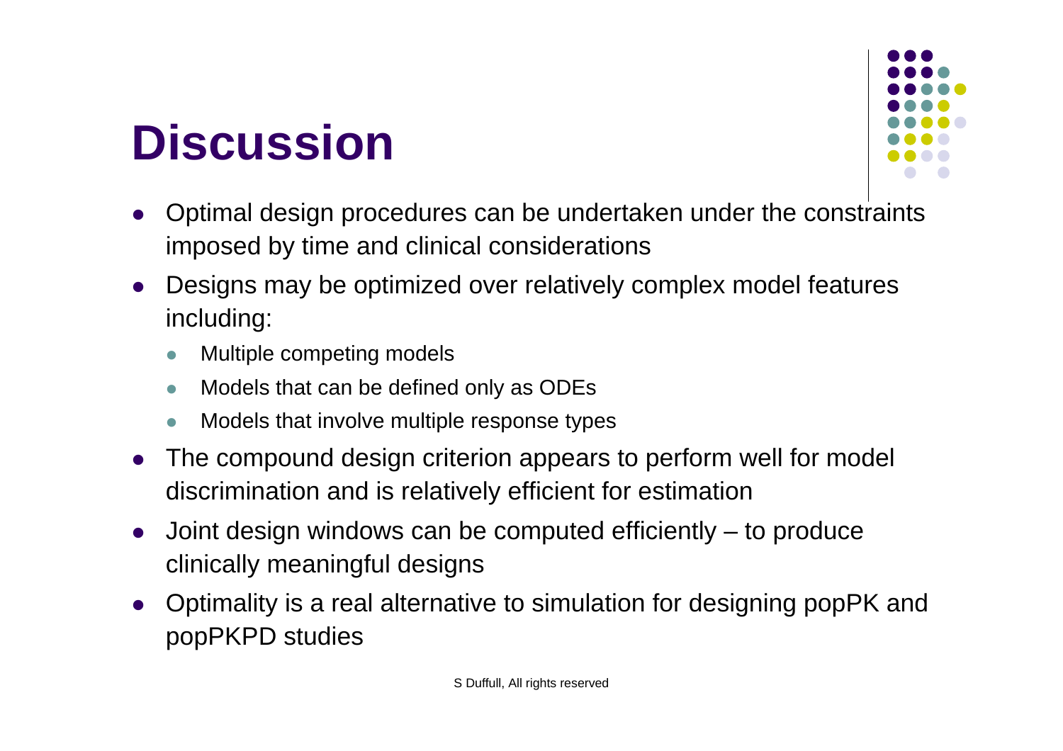# Discussion

- Optimal design procedures can be undertaken under the constraints imposed by time and clinical considerations
- Designs may be optimized over relatively complex model features including:
  - Multiple competing models
  - Models that can be defined only as ODEs
  - Models that involve multiple response types
- The compound design criterion appears to perform well for model discrimination and is relatively efficient for estimation
- Joint design windows can be computed efficiently – to produce clinically meaningful designs
- Optimality is a real alternative to simulation for designing popPK and popPKPD studies

S Duffull, All rights reserved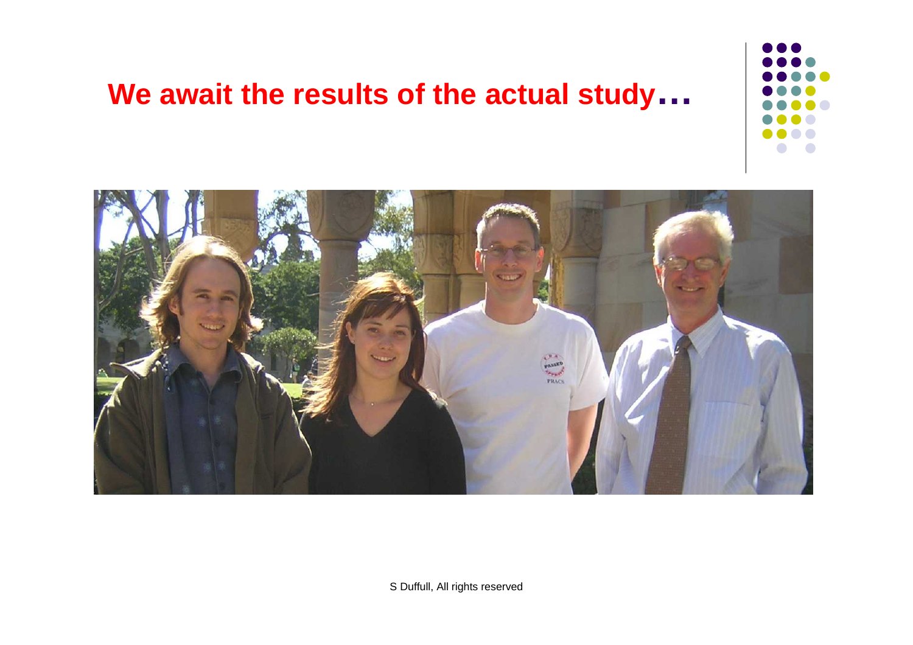# We await the results of the actual study…

S Duffull, All rights reserved